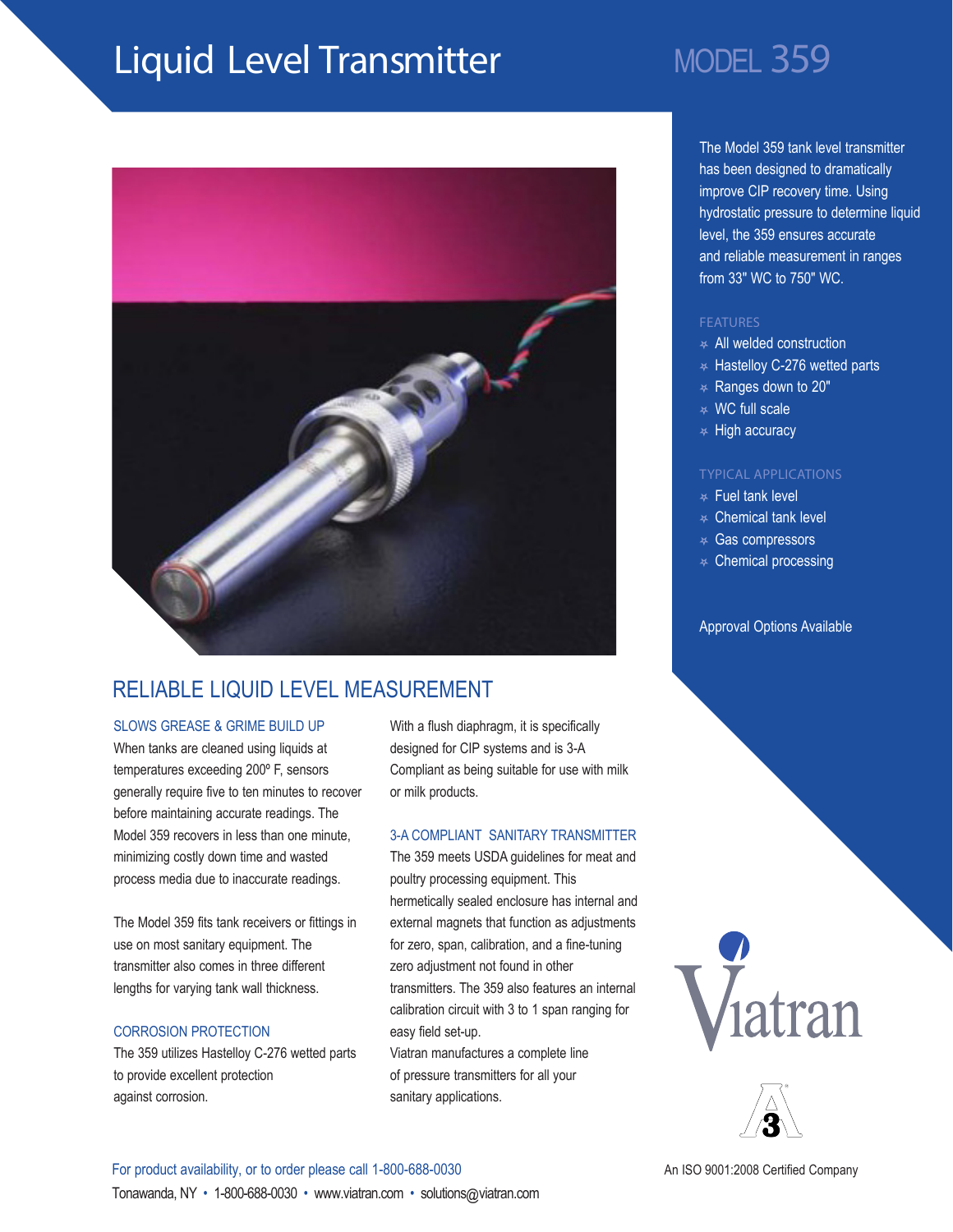# Liquid Level Transmitter

## MODEL 359

The Model 359 tank level transmitter has been designed to dramatically improve CIP recovery time. Using hydrostatic pressure to determine liquid level, the 359 ensures accurate and reliable measurement in ranges from 33" WC to 750" WC.

### FEATURES

- All welded construction
- Hastelloy C-276 wetted parts
- Ranges down to 20"
- WC full scale
- High accuracy

### TYPICAL APPLICATIONS

- Fuel tank level
- Chemical tank level
- Gas compressors
- Chemical processing

Approval Options Available

## RELIABLE LIQUID LEVEL MEASUREMENT

### SLOWS GREASE & GRIME BUILD UP

When tanks are cleaned using liquids at temperatures exceeding 200º F, sensors generally require five to ten minutes to recover before maintaining accurate readings. The Model 359 recovers in less than one minute, minimizing costly down time and wasted process media due to inaccurate readings.

The Model 359 fits tank receivers or fittings in use on most sanitary equipment. The transmitter also comes in three different lengths for varying tank wall thickness.

### CORROSION PROTECTION

The 359 utilizes Hastelloy C-276 wetted parts to provide excellent protection against corrosion.

With a flush diaphragm, it is specifically designed for CIP systems and is 3-A Compliant as being suitable for use with milk or milk products.

### 3-A COMPLIANT SANITARY TRANSMITTER

The 359 meets USDA guidelines for meat and poultry processing equipment. This hermetically sealed enclosure has internal and external magnets that function as adjustments for zero, span, calibration, and a fine-tuning zero adjustment not found in other transmitters. The 359 also features an internal calibration circuit with 3 to 1 span ranging for easy field set-up.

Viatran manufactures a complete line of pressure transmitters for all your sanitary applications.

Viatran

An ISO 9001:2008 Certified Company

For product availability, or to order please call 1-800-688-0030

Tonawanda, NY • 1-800-688-0030 • www.viatran.com • solutions@viatran.com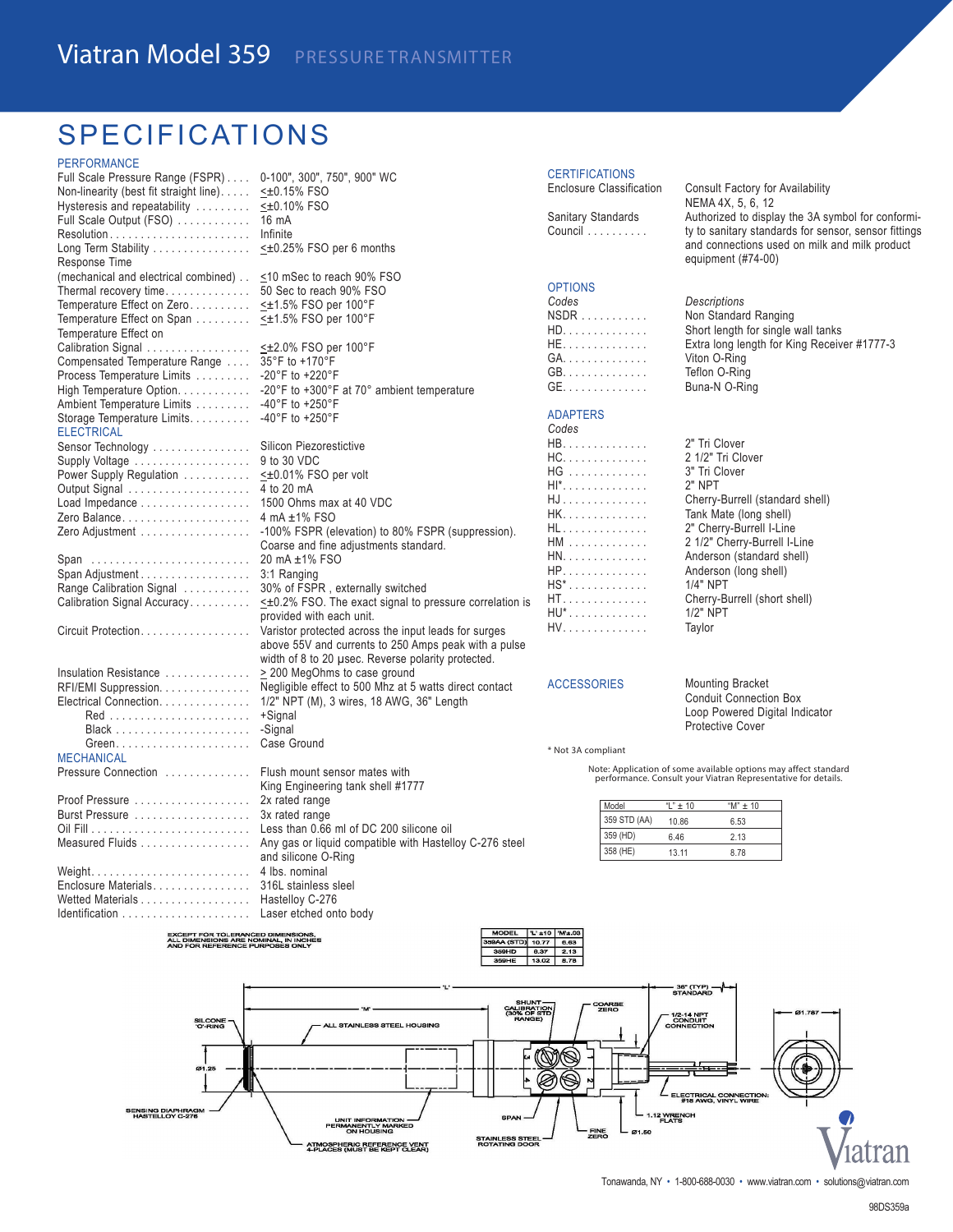# Viatran Model 359 PRESSURE TRANSMITTER

## SPECIFICATIONS

### PERFORMANCE

| | |
|---|---|
| Full Scale Pressure Range (FSPR) | 0-100", 300", 750", 900" WC |
| Non-linearity (best fit straight line) | <±0.15% FSO |
| Hysteresis and repeatability | <±0.10% FSO |
| Full Scale Output (FSO) | 16 mA |
| Resolution | Infinite |
| Long Term Stability | <±0.25% FSO per 6 months |
| Response Time (mechanical and electrical combined) | <10 mSec to reach 90% FSO |
| Thermal recovery time | 50 Sec to reach 90% FSO |
| Temperature Effect on Zero | <±1.5% FSO per 100°F |
| Temperature Effect on Span | <±1.5% FSO per 100°F |
| Temperature Effect on Calibration Signal | <±2.0% FSO per 100°F |
| Compensated Temperature Range | 35°F to +170°F |
| Process Temperature Limits | -20°F to +220°F |
| High Temperature Option | -20°F to +300°F at 70° ambient temperature |
| Ambient Temperature Limits | -40°F to +250°F |
| Storage Temperature Limits | -40°F to +250°F |

### ELECTRICAL

| | |
|---|---|
| Sensor Technology | Silicon Piezorestictive |
| Supply Voltage | 9 to 30 VDC |
| Power Supply Regulation | <±0.01% FSO per volt |
| Output Signal | 4 to 20 mA |
| Load Impedance | 1500 Ohms max at 40 VDC |
| Zero Balance | 4 mA ±1% FSO |
| Zero Adjustment | -100% FSPR (elevation) to 80% FSPR (suppression). Coarse and fine adjustments standard. |
| Span | 20 mA ±1% FSO |
| Span Adjustment | 3:1 Ranging |
| Range Calibration Signal | 30% of FSPR , externally switched |
| Calibration Signal Accuracy | <±0.2% FSO. The exact signal to pressure correlation is provided with each unit. |
| Circuit Protection | Varistor protected across the input leads for surges above 55V and currents to 250 Amps peak with a pulse width of 8 to 20 µsec. Reverse polarity protected. |
| Insulation Resistance | > 200 MegOhms to case ground |
| RFI/EMI Suppression | Negligible effect to 500 Mhz at 5 watts direct contact |
| Electrical Connection | 1/2" NPT (M), 3 wires, 18 AWG, 36" Length |
| Red | +Signal |
| Black | -Signal |
| Green | Case Ground |

### MECHANICAL

| | |
|---|---|
| Pressure Connection | Flush mount sensor mates with King Engineering tank shell #1777 |
| Proof Pressure | 2x rated range |
| Burst Pressure | 3x rated range |
| Oil Fill | Less than 0.66 ml of DC 200 silicone oil |
| Measured Fluids | Any gas or liquid compatible with Hastelloy C-276 steel and silicone O-Ring |
| Weight | 4 lbs. nominal |
| Enclosure Materials | 316L stainless sleel |
| Wetted Materials | Hastelloy C-276 |
| Identification | Laser etched onto body |

### CERTIFICATIONS

| | |
|---|---|
| Enclosure Classification | Consult Factory for Availability NEMA 4X, 5, 6, 12 |
| Sanitary Standards Council | Authorized to display the 3A symbol for conformity to sanitary standards for sensor, sensor fittings and connections used on milk and milk product equipment (#74-00) |

### OPTIONS

| *Codes* | *Descriptions* |
|---|---|
| NSDR | Non Standard Ranging |
| HD | Short length for single wall tanks |
| HE | Extra long length for King Receiver #1777-3 |
| GA | Viton O-Ring |
| GB | Teflon O-Ring |
| GE | Buna-N O-Ring |

### ADAPTERS

| *Codes* | |
|---|---|
| HB | 2" Tri Clover |
| HC | 2 1/2" Tri Clover |
| HG | 3" Tri Clover |
| HI* | 2" NPT |
| HJ | Cherry-Burrell (standard shell) |
| HK | Tank Mate (long shell) |
| HL | 2" Cherry-Burrell I-Line |
| HM | 2 1/2" Cherry-Burrell I-Line |
| HN | Anderson (standard shell) |
| HP | Anderson (long shell) |
| HS* | 1/4" NPT |
| HT | Cherry-Burrell (short shell) |
| HU* | 1/2" NPT |
| HV | Taylor |

### ACCESSORIES

- Mounting Bracket
- Conduit Connection Box
- Loop Powered Digital Indicator
- Protective Cover

\* Not 3A compliant

Note: Application of some available options may affect standard performance. Consult your Viatran Representative for details.

| Model | "L" ± 10 | "M" ± 10 |
|---|---|---|
| 359 STD (AA) | 10.86 | 6.53 |
| 359 (HD) | 6.46 | 2.13 |
| 358 (HE) | 13.11 | 8.78 |

EXCEPT FOR TOLERANCED DIMENSIONS, ALL DIMENSIONS ARE NOMINAL, IN INCHES AND FOR REFERENCE PURPOSES ONLY

| MODEL | 'L' ±.10 | 'M' ±.03 |
|---|---|---|
| 359AA (STD) | 10.77 | 6.63 |
| 359HD | 6.37 | 2.13 |
| 359HE | 13.02 | 8.78 |

"L"
"M"
SILCONE 'O'-RING
ALL STAINLESS STEEL HOUSING
Ø1.25
SENSING DIAPHRAGM HASTELLOY C-276
UNIT INFORMATION PERMANENTLY MARKED ON HOUSING
ATMOSPHERIC REFERENCE VENT 4-PLACES (MUST BE KEPT CLEAR)
SHUNT CALIBRATION (30% OF STD RANGE)
COARSE ZERO
SPAN
STAINLESS STEEL ROTATING DOOR
FINE ZERO
36" (TYP) STANDARD
1/2-14 NPT CONDUIT CONNECTION
ELECTRICAL CONNECTION: #18 AWG, VINYL WIRE
1.12 WRENCH FLATS
Ø1.50
Ø1.787

Viatran

Tonawanda, NY • 1-800-688-0030 • www.viatran.com • solutions@viatran.com

98DS359a